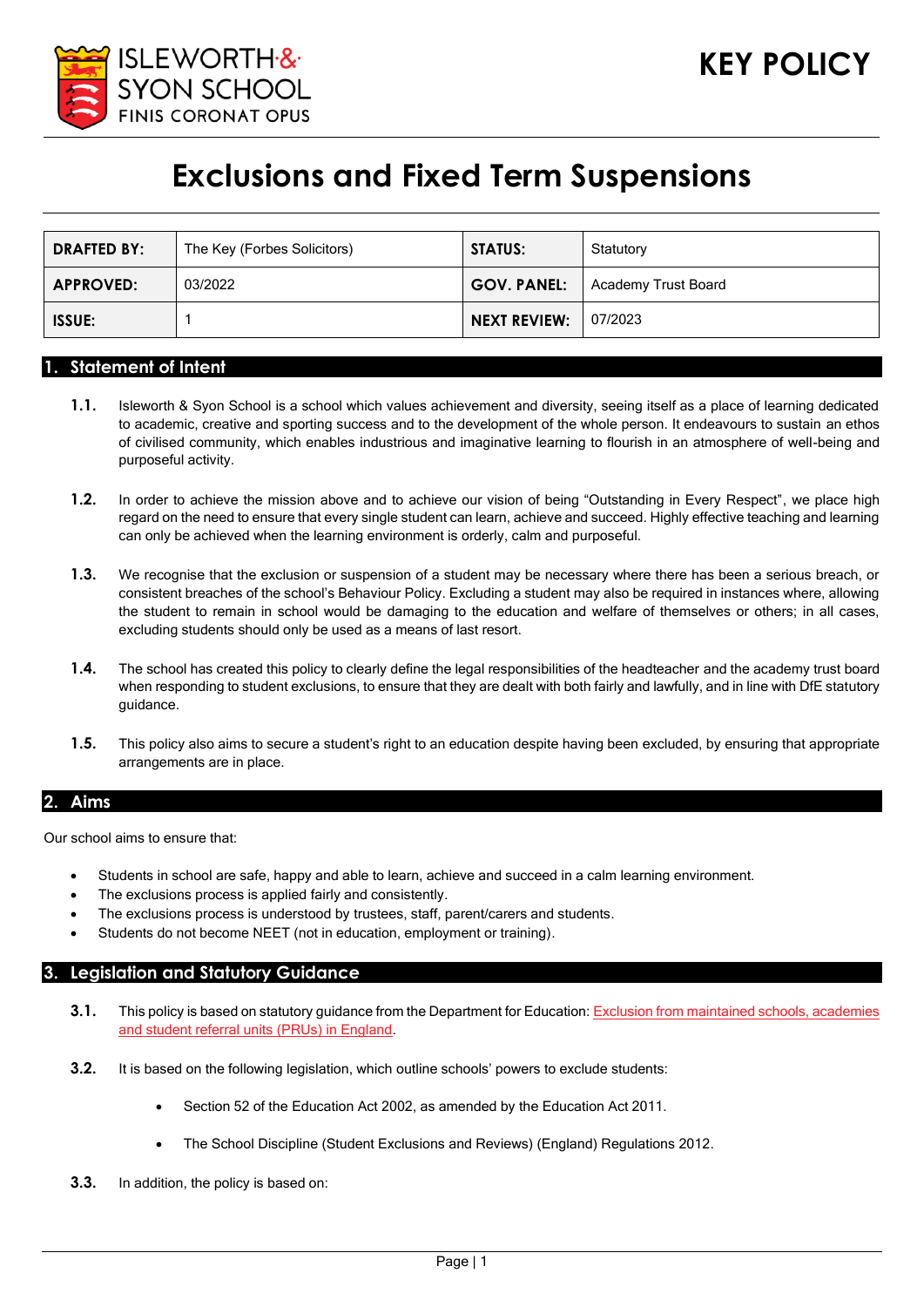ISLEWORTH & SYON SCHOOL
FINIS CORONAT OPUS

**KEY POLICY**

# Exclusions and Fixed Term Suspensions

| **DRAFTED BY:** | The Key (Forbes Solicitors) | **STATUS:** | Statutory |
|---|---|---|---|
| **APPROVED:** | 03/2022 | **GOV. PANEL:** | Academy Trust Board |
| **ISSUE:** | 1 | **NEXT REVIEW:** | 07/2023 |

## 1. Statement of Intent

**1.1.** Isleworth & Syon School is a school which values achievement and diversity, seeing itself as a place of learning dedicated to academic, creative and sporting success and to the development of the whole person. It endeavours to sustain an ethos of civilised community, which enables industrious and imaginative learning to flourish in an atmosphere of well-being and purposeful activity.

**1.2.** In order to achieve the mission above and to achieve our vision of being "Outstanding in Every Respect", we place high regard on the need to ensure that every single student can learn, achieve and succeed. Highly effective teaching and learning can only be achieved when the learning environment is orderly, calm and purposeful.

**1.3.** We recognise that the exclusion or suspension of a student may be necessary where there has been a serious breach, or consistent breaches of the school's Behaviour Policy. Excluding a student may also be required in instances where, allowing the student to remain in school would be damaging to the education and welfare of themselves or others; in all cases, excluding students should only be used as a means of last resort.

**1.4.** The school has created this policy to clearly define the legal responsibilities of the headteacher and the academy trust board when responding to student exclusions, to ensure that they are dealt with both fairly and lawfully, and in line with DfE statutory guidance.

**1.5.** This policy also aims to secure a student's right to an education despite having been excluded, by ensuring that appropriate arrangements are in place.

## 2. Aims

Our school aims to ensure that:

- Students in school are safe, happy and able to learn, achieve and succeed in a calm learning environment.
- The exclusions process is applied fairly and consistently.
- The exclusions process is understood by trustees, staff, parent/carers and students.
- Students do not become NEET (not in education, employment or training).

## 3. Legislation and Statutory Guidance

**3.1.** This policy is based on statutory guidance from the Department for Education: Exclusion from maintained schools, academies and student referral units (PRUs) in England.

**3.2.** It is based on the following legislation, which outline schools' powers to exclude students:

- Section 52 of the Education Act 2002, as amended by the Education Act 2011.
- The School Discipline (Student Exclusions and Reviews) (England) Regulations 2012.

**3.3.** In addition, the policy is based on: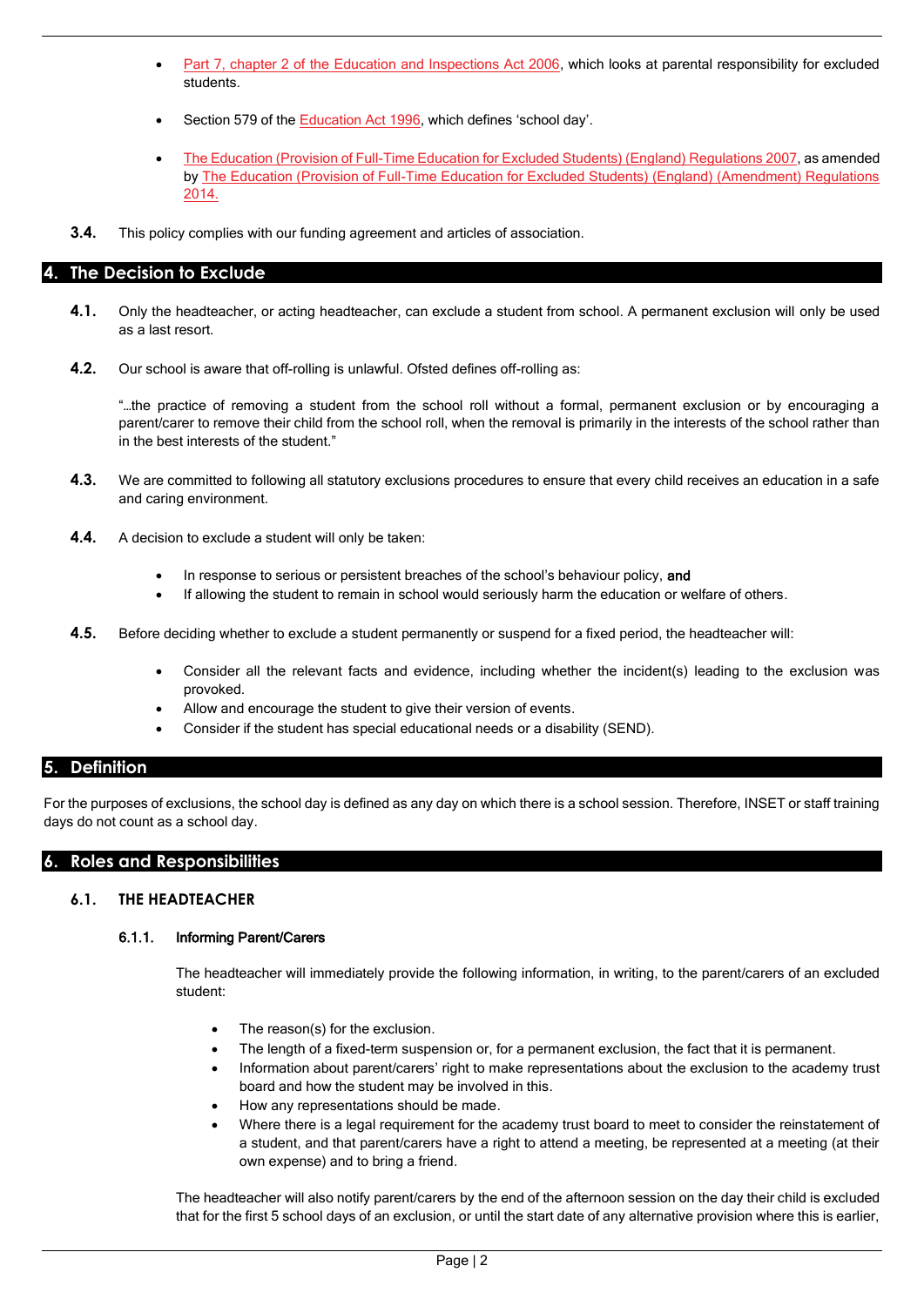- Part 7, chapter 2 of the Education and Inspections Act 2006, which looks at parental responsibility for excluded students.

- Section 579 of the Education Act 1996, which defines 'school day'.

- The Education (Provision of Full-Time Education for Excluded Students) (England) Regulations 2007, as amended by The Education (Provision of Full-Time Education for Excluded Students) (England) (Amendment) Regulations 2014.

**3.4.** This policy complies with our funding agreement and articles of association.

## 4. The Decision to Exclude

**4.1.** Only the headteacher, or acting headteacher, can exclude a student from school. A permanent exclusion will only be used as a last resort.

**4.2.** Our school is aware that off-rolling is unlawful. Ofsted defines off-rolling as:

"…the practice of removing a student from the school roll without a formal, permanent exclusion or by encouraging a parent/carer to remove their child from the school roll, when the removal is primarily in the interests of the school rather than in the best interests of the student."

**4.3.** We are committed to following all statutory exclusions procedures to ensure that every child receives an education in a safe and caring environment.

**4.4.** A decision to exclude a student will only be taken:

- In response to serious or persistent breaches of the school's behaviour policy, **and**
- If allowing the student to remain in school would seriously harm the education or welfare of others.

**4.5.** Before deciding whether to exclude a student permanently or suspend for a fixed period, the headteacher will:

- Consider all the relevant facts and evidence, including whether the incident(s) leading to the exclusion was provoked.
- Allow and encourage the student to give their version of events.
- Consider if the student has special educational needs or a disability (SEND).

## 5. Definition

For the purposes of exclusions, the school day is defined as any day on which there is a school session. Therefore, INSET or staff training days do not count as a school day.

## 6. Roles and Responsibilities

### 6.1. THE HEADTEACHER

#### 6.1.1. Informing Parent/Carers

The headteacher will immediately provide the following information, in writing, to the parent/carers of an excluded student:

- The reason(s) for the exclusion.
- The length of a fixed-term suspension or, for a permanent exclusion, the fact that it is permanent.
- Information about parent/carers' right to make representations about the exclusion to the academy trust board and how the student may be involved in this.
- How any representations should be made.
- Where there is a legal requirement for the academy trust board to meet to consider the reinstatement of a student, and that parent/carers have a right to attend a meeting, be represented at a meeting (at their own expense) and to bring a friend.

The headteacher will also notify parent/carers by the end of the afternoon session on the day their child is excluded that for the first 5 school days of an exclusion, or until the start date of any alternative provision where this is earlier,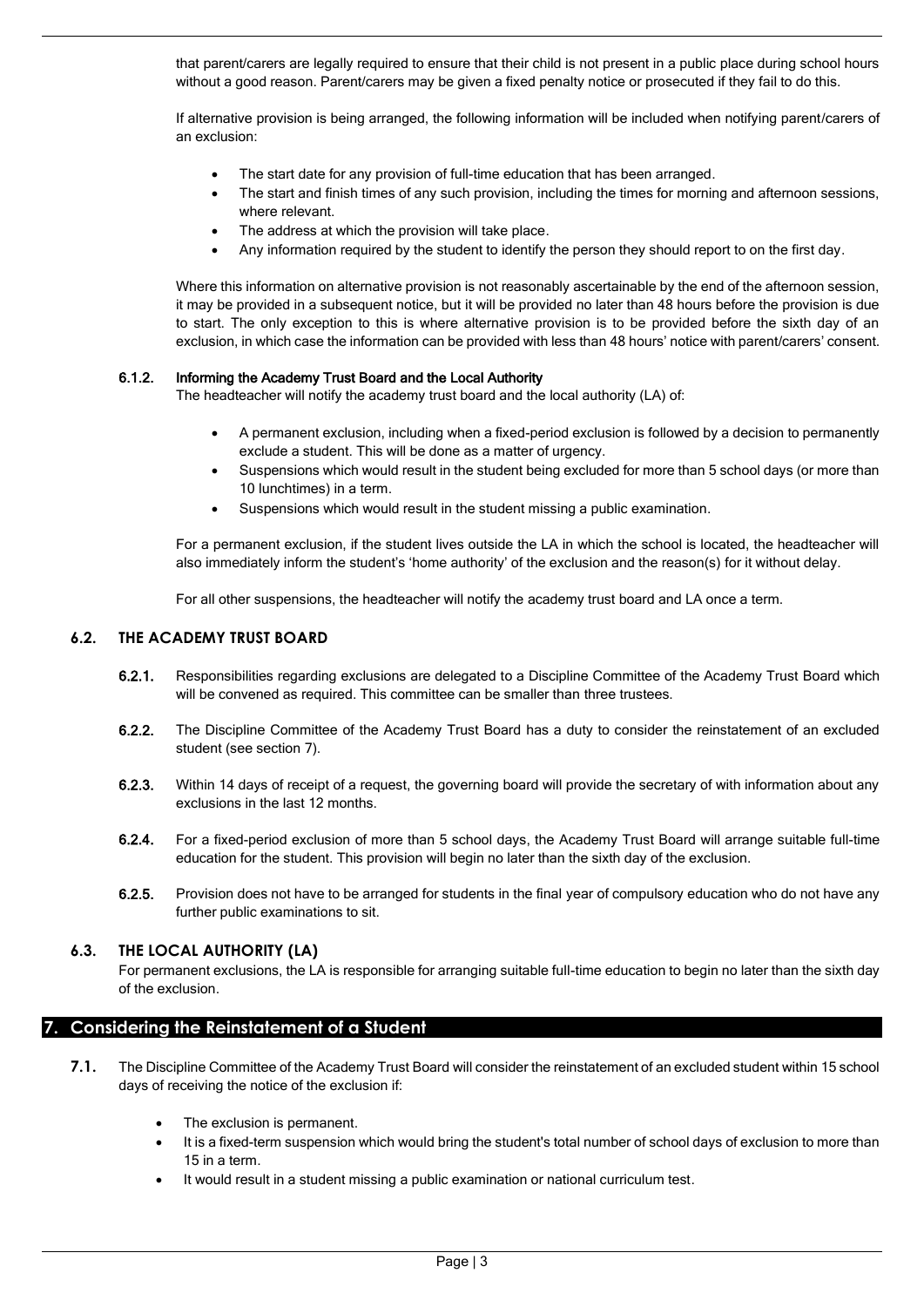that parent/carers are legally required to ensure that their child is not present in a public place during school hours without a good reason. Parent/carers may be given a fixed penalty notice or prosecuted if they fail to do this.

If alternative provision is being arranged, the following information will be included when notifying parent/carers of an exclusion:

- The start date for any provision of full-time education that has been arranged.
- The start and finish times of any such provision, including the times for morning and afternoon sessions, where relevant.
- The address at which the provision will take place.
- Any information required by the student to identify the person they should report to on the first day.

Where this information on alternative provision is not reasonably ascertainable by the end of the afternoon session, it may be provided in a subsequent notice, but it will be provided no later than 48 hours before the provision is due to start. The only exception to this is where alternative provision is to be provided before the sixth day of an exclusion, in which case the information can be provided with less than 48 hours' notice with parent/carers' consent.

#### 6.1.2. Informing the Academy Trust Board and the Local Authority

The headteacher will notify the academy trust board and the local authority (LA) of:

- A permanent exclusion, including when a fixed-period exclusion is followed by a decision to permanently exclude a student. This will be done as a matter of urgency.
- Suspensions which would result in the student being excluded for more than 5 school days (or more than 10 lunchtimes) in a term.
- Suspensions which would result in the student missing a public examination.

For a permanent exclusion, if the student lives outside the LA in which the school is located, the headteacher will also immediately inform the student's 'home authority' of the exclusion and the reason(s) for it without delay.

For all other suspensions, the headteacher will notify the academy trust board and LA once a term.

### 6.2. THE ACADEMY TRUST BOARD

**6.2.1.** Responsibilities regarding exclusions are delegated to a Discipline Committee of the Academy Trust Board which will be convened as required. This committee can be smaller than three trustees.

**6.2.2.** The Discipline Committee of the Academy Trust Board has a duty to consider the reinstatement of an excluded student (see section 7).

**6.2.3.** Within 14 days of receipt of a request, the governing board will provide the secretary of with information about any exclusions in the last 12 months.

**6.2.4.** For a fixed-period exclusion of more than 5 school days, the Academy Trust Board will arrange suitable full-time education for the student. This provision will begin no later than the sixth day of the exclusion.

**6.2.5.** Provision does not have to be arranged for students in the final year of compulsory education who do not have any further public examinations to sit.

### 6.3. THE LOCAL AUTHORITY (LA)

For permanent exclusions, the LA is responsible for arranging suitable full-time education to begin no later than the sixth day of the exclusion.

## 7. Considering the Reinstatement of a Student

**7.1.** The Discipline Committee of the Academy Trust Board will consider the reinstatement of an excluded student within 15 school days of receiving the notice of the exclusion if:

- The exclusion is permanent.
- It is a fixed-term suspension which would bring the student's total number of school days of exclusion to more than 15 in a term.
- It would result in a student missing a public examination or national curriculum test.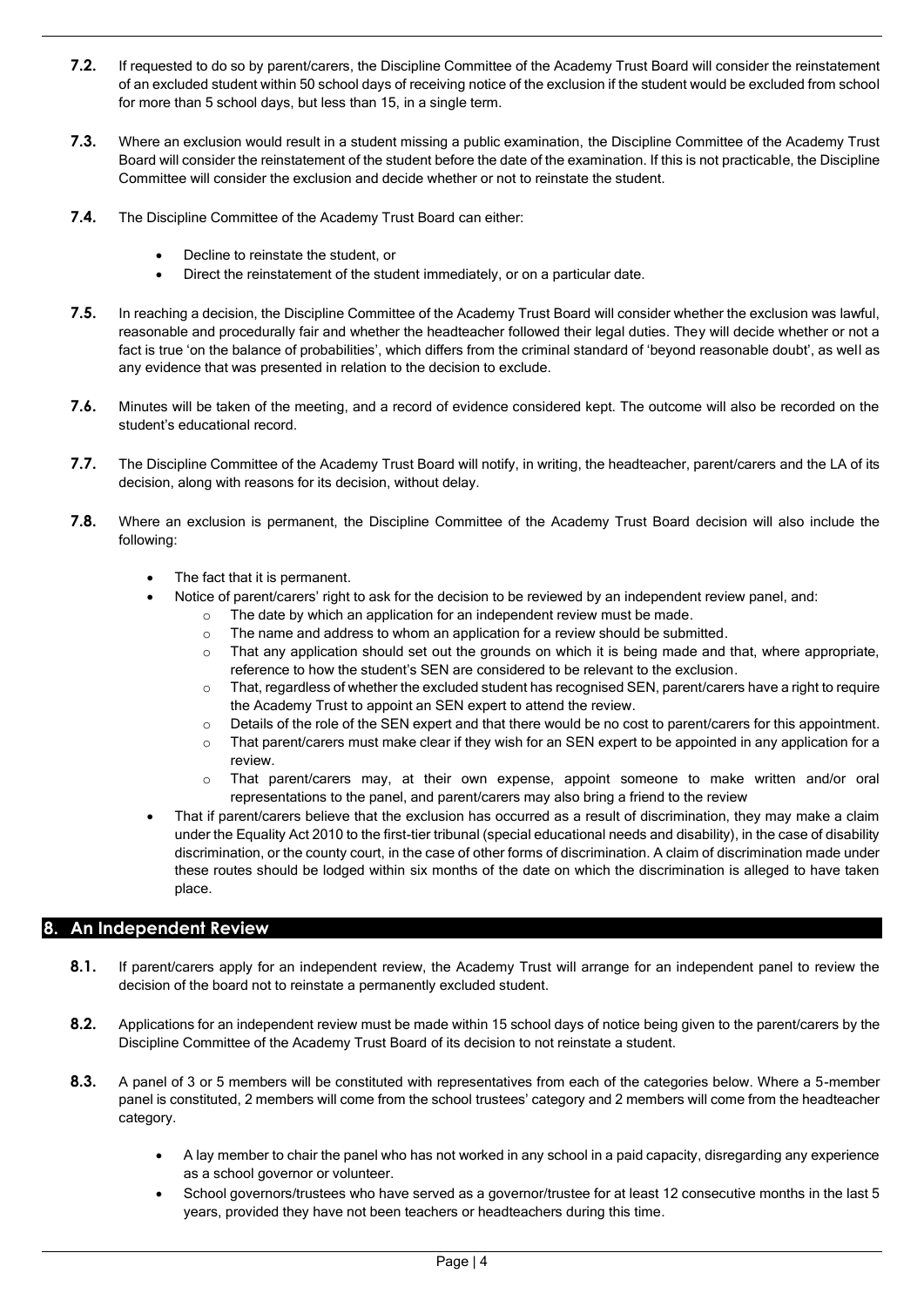**7.2.** If requested to do so by parent/carers, the Discipline Committee of the Academy Trust Board will consider the reinstatement of an excluded student within 50 school days of receiving notice of the exclusion if the student would be excluded from school for more than 5 school days, but less than 15, in a single term.

**7.3.** Where an exclusion would result in a student missing a public examination, the Discipline Committee of the Academy Trust Board will consider the reinstatement of the student before the date of the examination. If this is not practicable, the Discipline Committee will consider the exclusion and decide whether or not to reinstate the student.

**7.4.** The Discipline Committee of the Academy Trust Board can either:

- Decline to reinstate the student, or
- Direct the reinstatement of the student immediately, or on a particular date.

**7.5.** In reaching a decision, the Discipline Committee of the Academy Trust Board will consider whether the exclusion was lawful, reasonable and procedurally fair and whether the headteacher followed their legal duties. They will decide whether or not a fact is true 'on the balance of probabilities', which differs from the criminal standard of 'beyond reasonable doubt', as well as any evidence that was presented in relation to the decision to exclude.

**7.6.** Minutes will be taken of the meeting, and a record of evidence considered kept. The outcome will also be recorded on the student's educational record.

**7.7.** The Discipline Committee of the Academy Trust Board will notify, in writing, the headteacher, parent/carers and the LA of its decision, along with reasons for its decision, without delay.

**7.8.** Where an exclusion is permanent, the Discipline Committee of the Academy Trust Board decision will also include the following:

- The fact that it is permanent.
- Notice of parent/carers' right to ask for the decision to be reviewed by an independent review panel, and:
  - The date by which an application for an independent review must be made.
  - The name and address to whom an application for a review should be submitted.
  - That any application should set out the grounds on which it is being made and that, where appropriate, reference to how the student's SEN are considered to be relevant to the exclusion.
  - That, regardless of whether the excluded student has recognised SEN, parent/carers have a right to require the Academy Trust to appoint an SEN expert to attend the review.
  - Details of the role of the SEN expert and that there would be no cost to parent/carers for this appointment.
  - That parent/carers must make clear if they wish for an SEN expert to be appointed in any application for a review.
  - That parent/carers may, at their own expense, appoint someone to make written and/or oral representations to the panel, and parent/carers may also bring a friend to the review
- That if parent/carers believe that the exclusion has occurred as a result of discrimination, they may make a claim under the Equality Act 2010 to the first-tier tribunal (special educational needs and disability), in the case of disability discrimination, or the county court, in the case of other forms of discrimination. A claim of discrimination made under these routes should be lodged within six months of the date on which the discrimination is alleged to have taken place.

## 8. An Independent Review

**8.1.** If parent/carers apply for an independent review, the Academy Trust will arrange for an independent panel to review the decision of the board not to reinstate a permanently excluded student.

**8.2.** Applications for an independent review must be made within 15 school days of notice being given to the parent/carers by the Discipline Committee of the Academy Trust Board of its decision to not reinstate a student.

**8.3.** A panel of 3 or 5 members will be constituted with representatives from each of the categories below. Where a 5-member panel is constituted, 2 members will come from the school trustees' category and 2 members will come from the headteacher category.

- A lay member to chair the panel who has not worked in any school in a paid capacity, disregarding any experience as a school governor or volunteer.
- School governors/trustees who have served as a governor/trustee for at least 12 consecutive months in the last 5 years, provided they have not been teachers or headteachers during this time.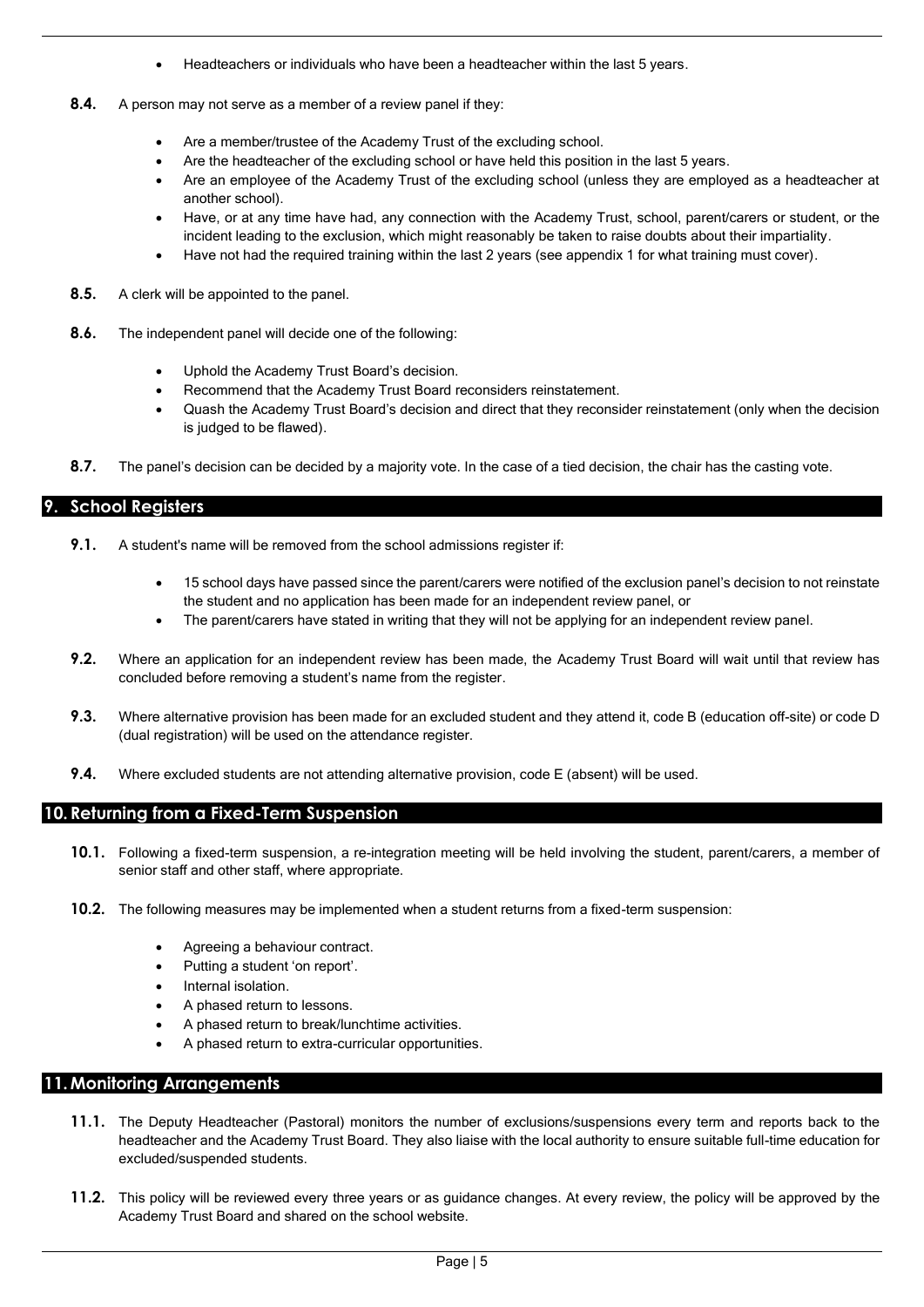- Headteachers or individuals who have been a headteacher within the last 5 years.

**8.4.** A person may not serve as a member of a review panel if they:

- Are a member/trustee of the Academy Trust of the excluding school.
- Are the headteacher of the excluding school or have held this position in the last 5 years.
- Are an employee of the Academy Trust of the excluding school (unless they are employed as a headteacher at another school).
- Have, or at any time have had, any connection with the Academy Trust, school, parent/carers or student, or the incident leading to the exclusion, which might reasonably be taken to raise doubts about their impartiality.
- Have not had the required training within the last 2 years (see appendix 1 for what training must cover).

**8.5.** A clerk will be appointed to the panel.

**8.6.** The independent panel will decide one of the following:

- Uphold the Academy Trust Board's decision.
- Recommend that the Academy Trust Board reconsiders reinstatement.
- Quash the Academy Trust Board's decision and direct that they reconsider reinstatement (only when the decision is judged to be flawed).

**8.7.** The panel's decision can be decided by a majority vote. In the case of a tied decision, the chair has the casting vote.

## 9. School Registers

**9.1.** A student's name will be removed from the school admissions register if:

- 15 school days have passed since the parent/carers were notified of the exclusion panel's decision to not reinstate the student and no application has been made for an independent review panel, or
- The parent/carers have stated in writing that they will not be applying for an independent review panel.

**9.2.** Where an application for an independent review has been made, the Academy Trust Board will wait until that review has concluded before removing a student's name from the register.

**9.3.** Where alternative provision has been made for an excluded student and they attend it, code B (education off-site) or code D (dual registration) will be used on the attendance register.

**9.4.** Where excluded students are not attending alternative provision, code E (absent) will be used.

## 10. Returning from a Fixed-Term Suspension

**10.1.** Following a fixed-term suspension, a re-integration meeting will be held involving the student, parent/carers, a member of senior staff and other staff, where appropriate.

**10.2.** The following measures may be implemented when a student returns from a fixed-term suspension:

- Agreeing a behaviour contract.
- Putting a student 'on report'.
- Internal isolation.
- A phased return to lessons.
- A phased return to break/lunchtime activities.
- A phased return to extra-curricular opportunities.

## 11. Monitoring Arrangements

**11.1.** The Deputy Headteacher (Pastoral) monitors the number of exclusions/suspensions every term and reports back to the headteacher and the Academy Trust Board. They also liaise with the local authority to ensure suitable full-time education for excluded/suspended students.

**11.2.** This policy will be reviewed every three years or as guidance changes. At every review, the policy will be approved by the Academy Trust Board and shared on the school website.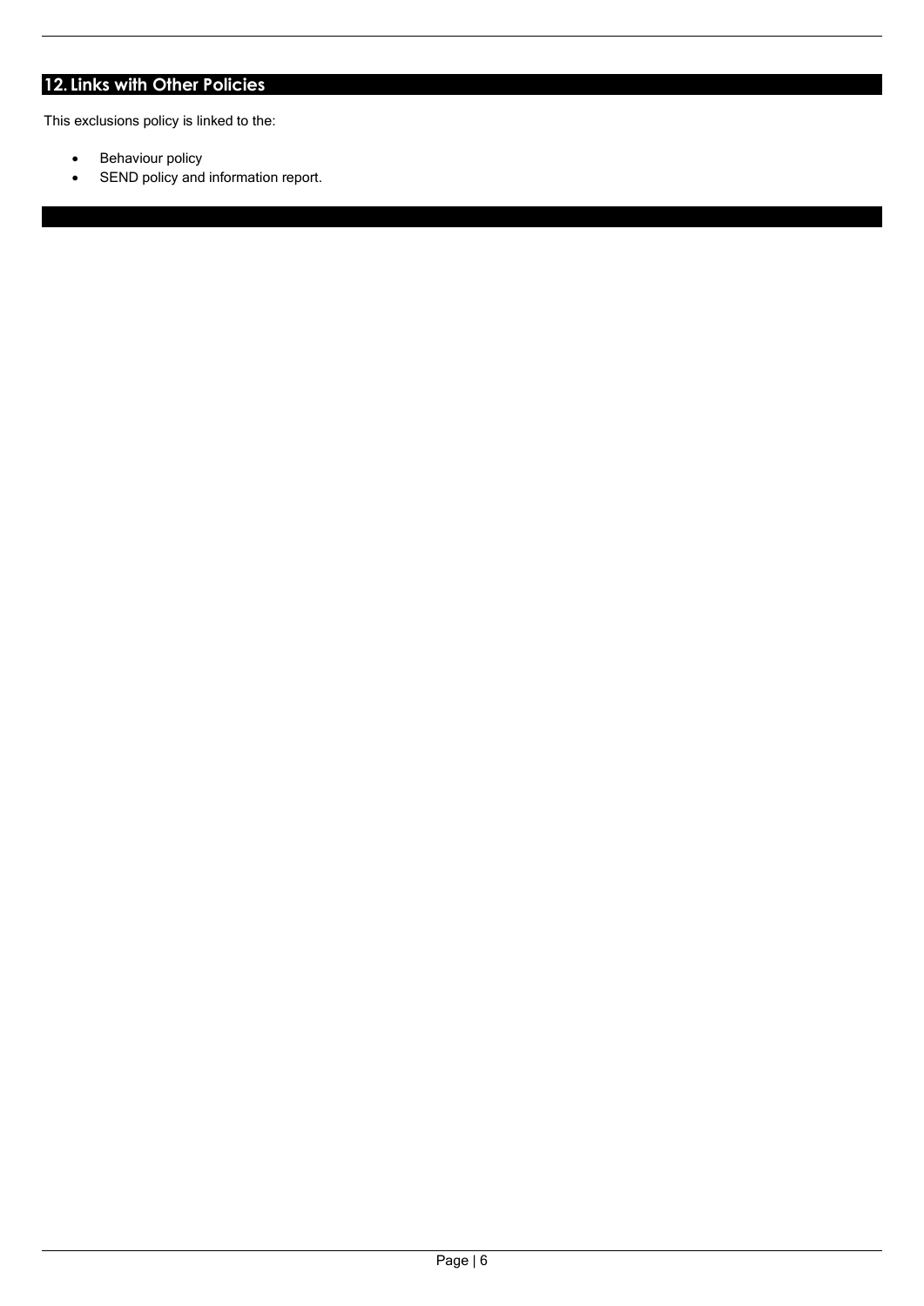## 12. Links with Other Policies

This exclusions policy is linked to the:

- Behaviour policy
- SEND policy and information report.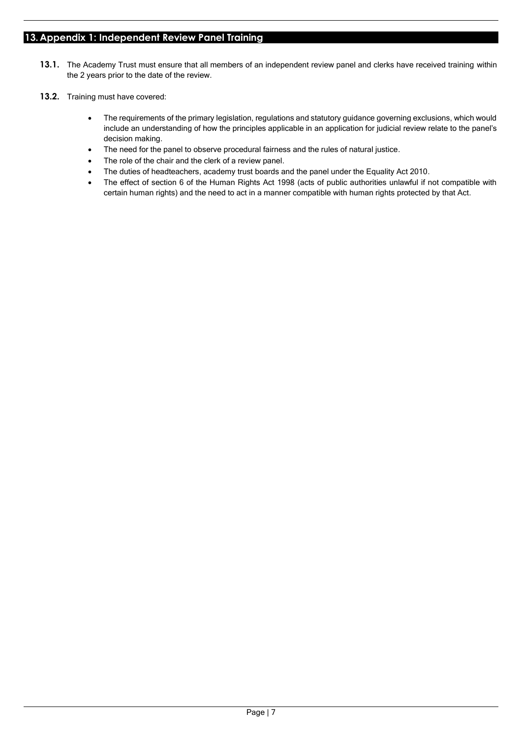## 13. Appendix 1: Independent Review Panel Training

**13.1.** The Academy Trust must ensure that all members of an independent review panel and clerks have received training within the 2 years prior to the date of the review.

**13.2.** Training must have covered:

- The requirements of the primary legislation, regulations and statutory guidance governing exclusions, which would include an understanding of how the principles applicable in an application for judicial review relate to the panel's decision making.
- The need for the panel to observe procedural fairness and the rules of natural justice.
- The role of the chair and the clerk of a review panel.
- The duties of headteachers, academy trust boards and the panel under the Equality Act 2010.
- The effect of section 6 of the Human Rights Act 1998 (acts of public authorities unlawful if not compatible with certain human rights) and the need to act in a manner compatible with human rights protected by that Act.